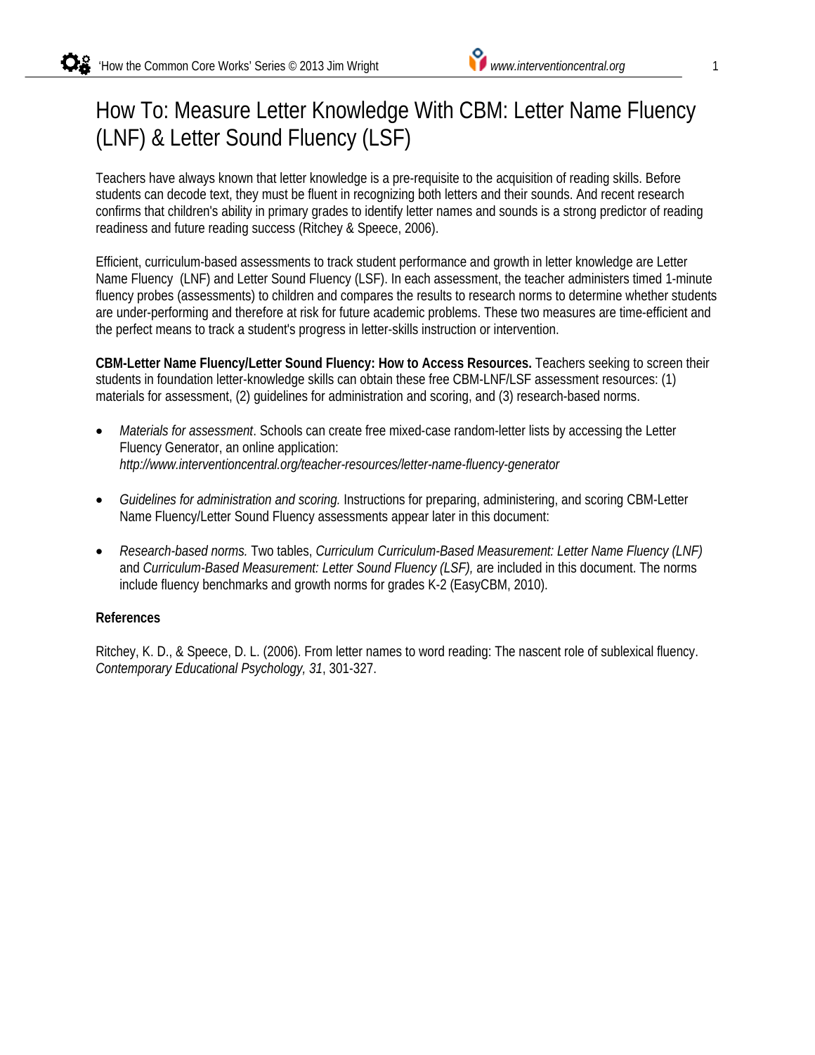# How To: Measure Letter Knowledge With CBM: Letter Name Fluency (LNF) & Letter Sound Fluency (LSF)

Teachers have always known that letter knowledge is a pre-requisite to the acquisition of reading skills. Before students can decode text, they must be fluent in recognizing both letters and their sounds. And recent research confirms that children's ability in primary grades to identify letter names and sounds is a strong predictor of reading readiness and future reading success (Ritchey & Speece, 2006).

Efficient, curriculum-based assessments to track student performance and growth in letter knowledge are Letter Name Fluency (LNF) and Letter Sound Fluency (LSF). In each assessment, the teacher administers timed 1-minute fluency probes (assessments) to children and compares the results to research norms to determine whether students are under-performing and therefore at risk for future academic problems. These two measures are time-efficient and the perfect means to track a student's progress in letter-skills instruction or intervention.

**CBM-Letter Name Fluency/Letter Sound Fluency: How to Access Resources.** Teachers seeking to screen their students in foundation letter-knowledge skills can obtain these free CBM-LNF/LSF assessment resources: (1) materials for assessment, (2) guidelines for administration and scoring, and (3) research-based norms.

- *Materials for assessment*. Schools can create free mixed-case random-letter lists by accessing the Letter Fluency Generator, an online application: *http://www.interventioncentral.org/teacher-resources/letter-name-fluency-generator*

- *Guidelines for administration and scoring.* Instructions for preparing, administering, and scoring CBM-Letter Name Fluency/Letter Sound Fluency assessments appear later in this document:

- *Research-based norms.* Two tables, *Curriculum Curriculum-Based Measurement: Letter Name Fluency (LNF)* and *Curriculum-Based Measurement: Letter Sound Fluency (LSF),* are included in this document. The norms include fluency benchmarks and growth norms for grades K-2 (EasyCBM, 2010).

**References**

Ritchey, K. D., & Speece, D. L. (2006). From letter names to word reading: The nascent role of sublexical fluency. *Contemporary Educational Psychology, 31*, 301-327.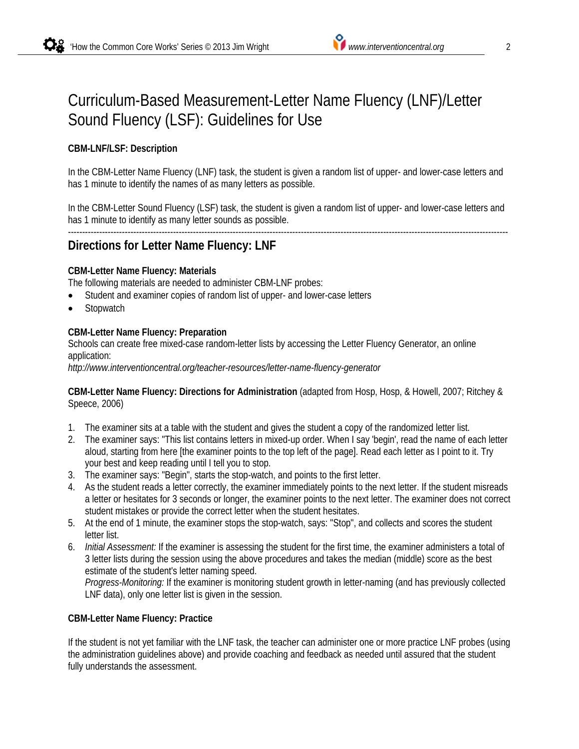# Curriculum-Based Measurement-Letter Name Fluency (LNF)/Letter Sound Fluency (LSF): Guidelines for Use

**CBM-LNF/LSF: Description**

In the CBM-Letter Name Fluency (LNF) task, the student is given a random list of upper- and lower-case letters and has 1 minute to identify the names of as many letters as possible.

In the CBM-Letter Sound Fluency (LSF) task, the student is given a random list of upper- and lower-case letters and has 1 minute to identify as many letter sounds as possible.

---

## Directions for Letter Name Fluency: LNF

**CBM-Letter Name Fluency: Materials**

The following materials are needed to administer CBM-LNF probes:

- Student and examiner copies of random list of upper- and lower-case letters
- Stopwatch

**CBM-Letter Name Fluency: Preparation**

Schools can create free mixed-case random-letter lists by accessing the Letter Fluency Generator, an online application:

*http://www.interventioncentral.org/teacher-resources/letter-name-fluency-generator*

**CBM-Letter Name Fluency: Directions for Administration** (adapted from Hosp, Hosp, & Howell, 2007; Ritchey & Speece, 2006)

1. The examiner sits at a table with the student and gives the student a copy of the randomized letter list.
2. The examiner says: "This list contains letters in mixed-up order. When I say 'begin', read the name of each letter aloud, starting from here [the examiner points to the top left of the page]. Read each letter as I point to it. Try your best and keep reading until I tell you to stop.
3. The examiner says: "Begin", starts the stop-watch, and points to the first letter.
4. As the student reads a letter correctly, the examiner immediately points to the next letter. If the student misreads a letter or hesitates for 3 seconds or longer, the examiner points to the next letter. The examiner does not correct student mistakes or provide the correct letter when the student hesitates.
5. At the end of 1 minute, the examiner stops the stop-watch, says: "Stop", and collects and scores the student letter list.
6. *Initial Assessment:* If the examiner is assessing the student for the first time, the examiner administers a total of 3 letter lists during the session using the above procedures and takes the median (middle) score as the best estimate of the student's letter naming speed.

   *Progress-Monitoring:* If the examiner is monitoring student growth in letter-naming (and has previously collected LNF data), only one letter list is given in the session.

**CBM-Letter Name Fluency: Practice**

If the student is not yet familiar with the LNF task, the teacher can administer one or more practice LNF probes (using the administration guidelines above) and provide coaching and feedback as needed until assured that the student fully understands the assessment.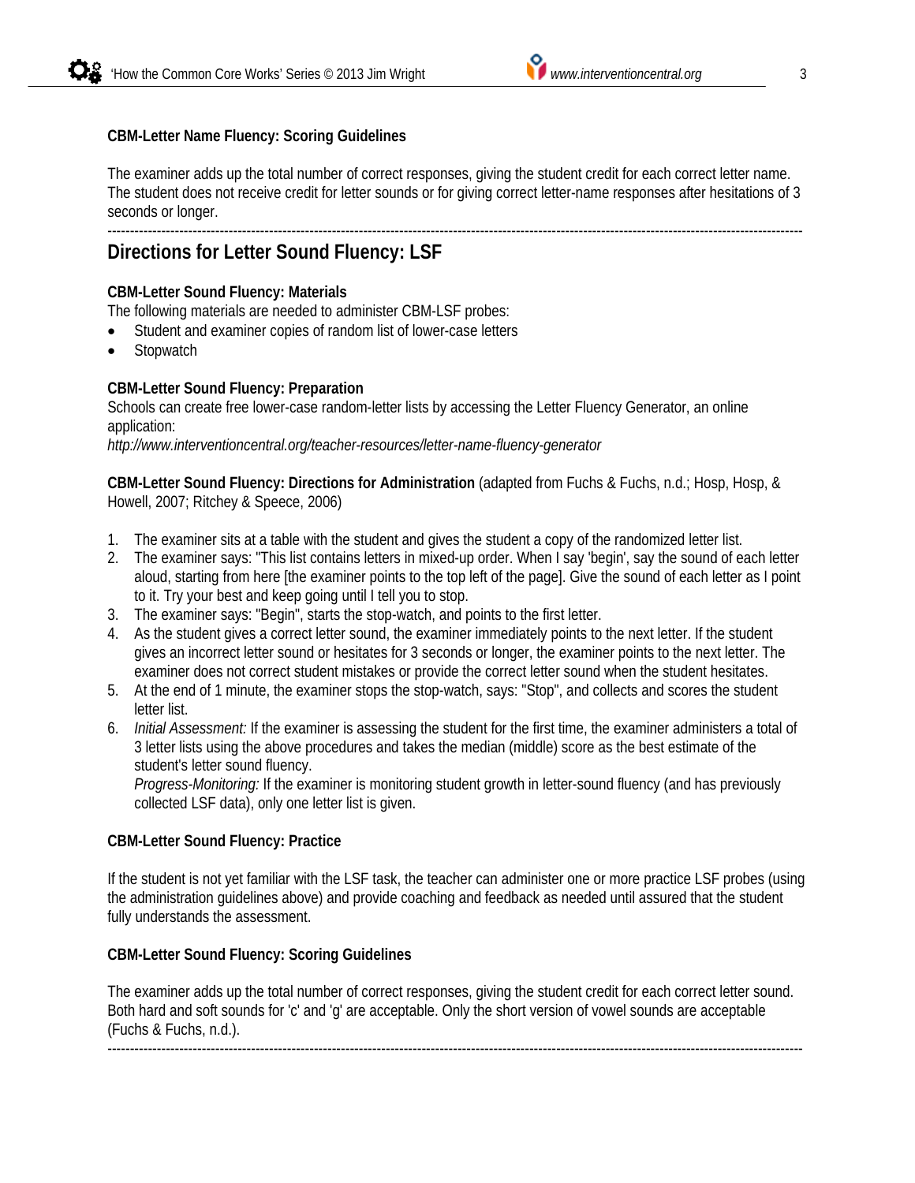**CBM-Letter Name Fluency: Scoring Guidelines**

The examiner adds up the total number of correct responses, giving the student credit for each correct letter name. The student does not receive credit for letter sounds or for giving correct letter-name responses after hesitations of 3 seconds or longer.

---

## Directions for Letter Sound Fluency: LSF

**CBM-Letter Sound Fluency: Materials**
The following materials are needed to administer CBM-LSF probes:

- Student and examiner copies of random list of lower-case letters
- Stopwatch

**CBM-Letter Sound Fluency: Preparation**
Schools can create free lower-case random-letter lists by accessing the Letter Fluency Generator, an online application:
*http://www.interventioncentral.org/teacher-resources/letter-name-fluency-generator*

**CBM-Letter Sound Fluency: Directions for Administration** (adapted from Fuchs & Fuchs, n.d.; Hosp, Hosp, & Howell, 2007; Ritchey & Speece, 2006)

1. The examiner sits at a table with the student and gives the student a copy of the randomized letter list.
2. The examiner says: "This list contains letters in mixed-up order. When I say 'begin', say the sound of each letter aloud, starting from here [the examiner points to the top left of the page]. Give the sound of each letter as I point to it. Try your best and keep going until I tell you to stop.
3. The examiner says: "Begin", starts the stop-watch, and points to the first letter.
4. As the student gives a correct letter sound, the examiner immediately points to the next letter. If the student gives an incorrect letter sound or hesitates for 3 seconds or longer, the examiner points to the next letter. The examiner does not correct student mistakes or provide the correct letter sound when the student hesitates.
5. At the end of 1 minute, the examiner stops the stop-watch, says: "Stop", and collects and scores the student letter list.
6. *Initial Assessment:* If the examiner is assessing the student for the first time, the examiner administers a total of 3 letter lists using the above procedures and takes the median (middle) score as the best estimate of the student's letter sound fluency.
   *Progress-Monitoring:* If the examiner is monitoring student growth in letter-sound fluency (and has previously collected LSF data), only one letter list is given.

**CBM-Letter Sound Fluency: Practice**

If the student is not yet familiar with the LSF task, the teacher can administer one or more practice LSF probes (using the administration guidelines above) and provide coaching and feedback as needed until assured that the student fully understands the assessment.

**CBM-Letter Sound Fluency: Scoring Guidelines**

The examiner adds up the total number of correct responses, giving the student credit for each correct letter sound. Both hard and soft sounds for 'c' and 'g' are acceptable. Only the short version of vowel sounds are acceptable (Fuchs & Fuchs, n.d.).

---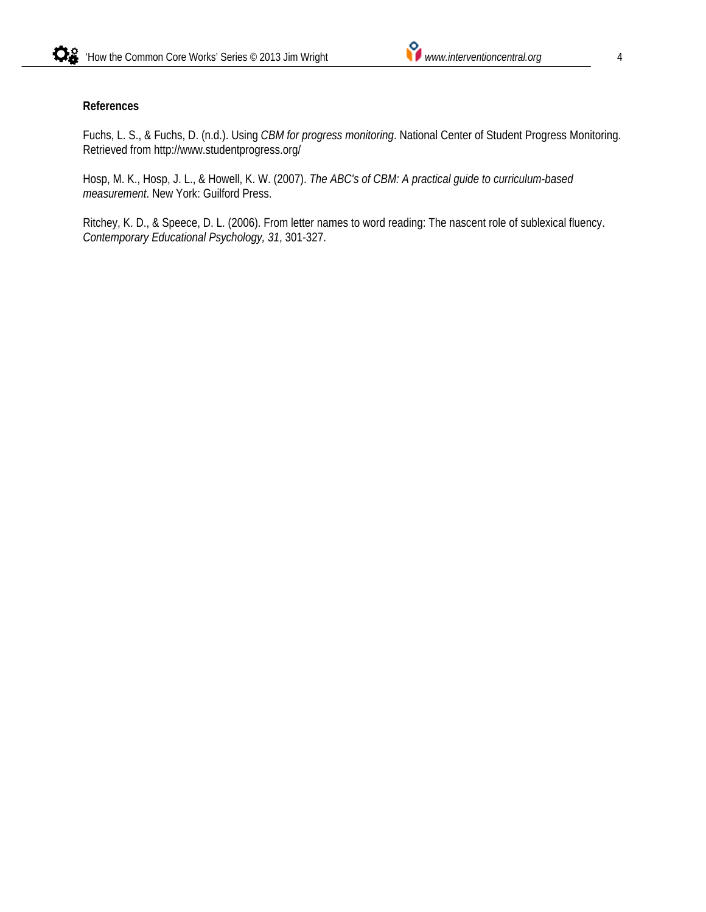**References**

Fuchs, L. S., & Fuchs, D. (n.d.). Using *CBM for progress monitoring*. National Center of Student Progress Monitoring. Retrieved from http://www.studentprogress.org/

Hosp, M. K., Hosp, J. L., & Howell, K. W. (2007). *The ABC's of CBM: A practical guide to curriculum-based measurement*. New York: Guilford Press.

Ritchey, K. D., & Speece, D. L. (2006). From letter names to word reading: The nascent role of sublexical fluency. *Contemporary Educational Psychology, 31*, 301-327.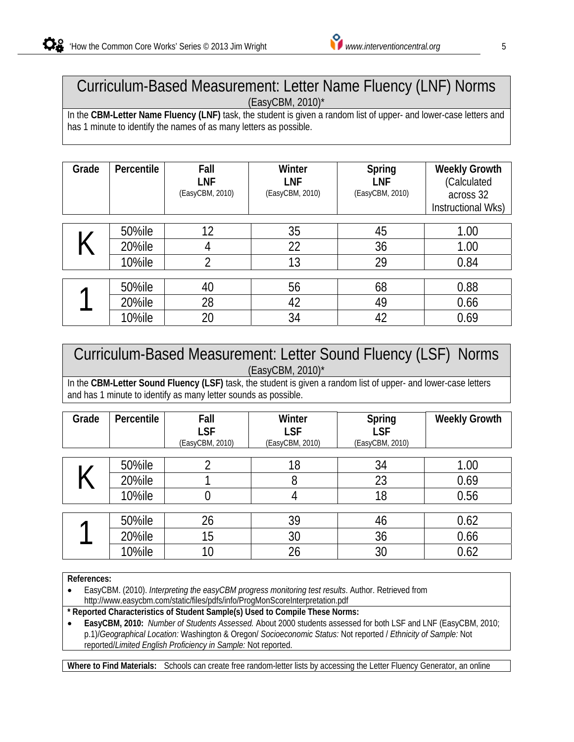## Curriculum-Based Measurement: Letter Name Fluency (LNF) Norms

(EasyCBM, 2010)*

In the **CBM-Letter Name Fluency (LNF)** task, the student is given a random list of upper- and lower-case letters and has 1 minute to identify the names of as many letters as possible.

| Grade | Percentile | Fall LNF (EasyCBM, 2010) | Winter LNF (EasyCBM, 2010) | Spring LNF (EasyCBM, 2010) | Weekly Growth (Calculated across 32 Instructional Wks) |
|---|---|---|---|---|---|
| K | 50%ile | 12 | 35 | 45 | 1.00 |
| | 20%ile | 4 | 22 | 36 | 1.00 |
| | 10%ile | 2 | 13 | 29 | 0.84 |
| 1 | 50%ile | 40 | 56 | 68 | 0.88 |
| | 20%ile | 28 | 42 | 49 | 0.66 |
| | 10%ile | 20 | 34 | 42 | 0.69 |

## Curriculum-Based Measurement: Letter Sound Fluency (LSF) Norms

(EasyCBM, 2010)*

In the **CBM-Letter Sound Fluency (LSF)** task, the student is given a random list of upper- and lower-case letters and has 1 minute to identify as many letter sounds as possible.

| Grade | Percentile | Fall LSF (EasyCBM, 2010) | Winter LSF (EasyCBM, 2010) | Spring LSF (EasyCBM, 2010) | Weekly Growth |
|---|---|---|---|---|---|
| K | 50%ile | 2 | 18 | 34 | 1.00 |
| | 20%ile | 1 | 8 | 23 | 0.69 |
| | 10%ile | 0 | 4 | 18 | 0.56 |
| 1 | 50%ile | 26 | 39 | 46 | 0.62 |
| | 20%ile | 15 | 30 | 36 | 0.66 |
| | 10%ile | 10 | 26 | 30 | 0.62 |

**References:**

- EasyCBM. (2010). *Interpreting the easyCBM progress monitoring test results.* Author. Retrieved from http://www.easycbm.com/static/files/pdfs/info/ProgMonScoreInterpretation.pdf

**\* Reported Characteristics of Student Sample(s) Used to Compile These Norms:**

- **EasyCBM, 2010:** *Number of Students Assessed.* About 2000 students assessed for both LSF and LNF (EasyCBM, 2010; p.1)/*Geographical Location:* Washington & Oregon/ *Socioeconomic Status:* Not reported / *Ethnicity of Sample:* Not reported/*Limited English Proficiency in Sample:* Not reported.

**Where to Find Materials:** Schools can create free random-letter lists by accessing the Letter Fluency Generator, an online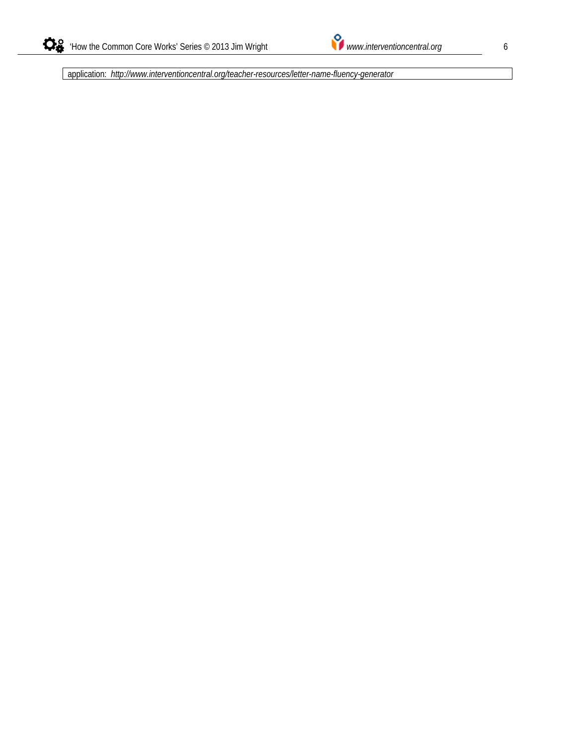| application: *http://www.interventioncentral.org/teacher-resources/letter-name-fluency-generator* |
| --- |